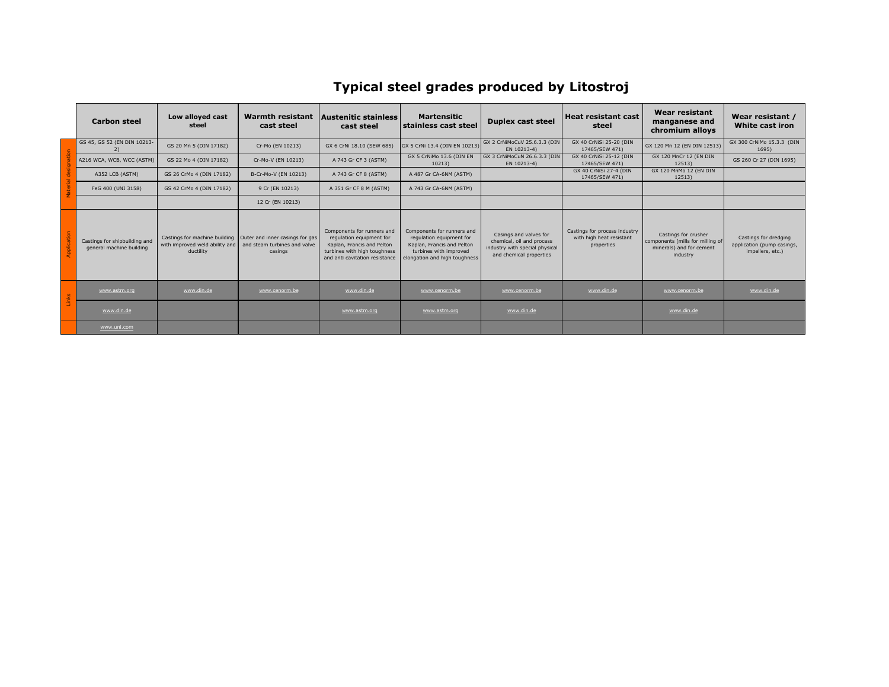# Typical steel grades produced by Litostroj

| | Carbon steel | Low alloyed cast steel | Warmth resistant cast steel | Austenitic stainless cast steel | Martensitic stainless cast steel | Duplex cast steel | Heat resistant cast steel | Wear resistant manganese and chromium alloys | Wear resistant / White cast iron |
|---|---|---|---|---|---|---|---|---|---|
| Material designation | GS 45, GS 52 (EN DIN 10213-2) | GS 20 Mn 5 (DIN 17182) | Cr-Mo (EN 10213) | GX 6 CrNi 18.10 (SEW 685) | GX 5 CrNi 13.4 (DIN EN 10213) | GX 2 CrNiMoCuV 25.6.3.3 (DIN EN 10213-4) | GX 40 CrNiSi 25-20 (DIN 17465/SEW 471) | GX 120 Mn 12 (EN DIN 12513) | GX 300 CrNiMo 15.3.3 (DIN 1695) |
| | A216 WCA, WCB, WCC (ASTM) | GS 22 Mo 4 (DIN 17182) | Cr-Mo-V (EN 10213) | A 743 Gr CF 3 (ASTM) | GX 5 CrNiMo 13.6 (DIN EN 10213) | GX 3 CrNiMoCuN 26.6.3.3 (DIN EN 10213-4) | GX 40 CrNiSi 25-12 (DIN 17465/SEW 471) | GX 120 MnCr 12 (EN DIN 12513) | GS 260 Cr 27 (DIN 1695) |
| | A352 LCB (ASTM) | GS 26 CrMo 4 (DIN 17182) | B-Cr-Mo-V (EN 10213) | A 743 Gr CF 8 (ASTM) | A 487 Gr CA-6NM (ASTM) | | GX 40 CrNiSi 27-4 (DIN 17465/SEW 471) | GX 120 MnMo 12 (EN DIN 12513) | |
| | FeG 400 (UNI 3158) | GS 42 CrMo 4 (DIN 17182) | 9 Cr (EN 10213) | A 351 Gr CF 8 M (ASTM) | A 743 Gr CA-6NM (ASTM) | | | | |
| | | | 12 Cr (EN 10213) | | | | | | |
| Application | Castings for shipbuilding and general machine building | Castings for machine building with improved weld ability and ductility | Outer and inner casings for gas and steam turbines and valve casings | Components for runners and regulation equipment for Kaplan, Francis and Pelton turbines with high toughness and anti cavitation resistance | Components for runners and regulation equipment for Kaplan, Francis and Pelton turbines with improved elongation and high toughness | Casings and valves for chemical, oil and process industry with special physical and chemical properties | Castings for process industry with high heat resistant properties | Castings for crusher components (mills for milling of minerals) and for cement industry | Castings for dredging application (pump casings, impellers, etc.) |
| Links | www.astm.org | www.din.de | www.cenorm.be | www.din.de | www.cenorm.be | www.cenorm.be | www.din.de | www.cenorm.be | www.din.de |
| | www.din.de | | | www.astm.org | www.astm.org | www.din.de | | www.din.de | |
| | www.uni.com | | | | | | | | |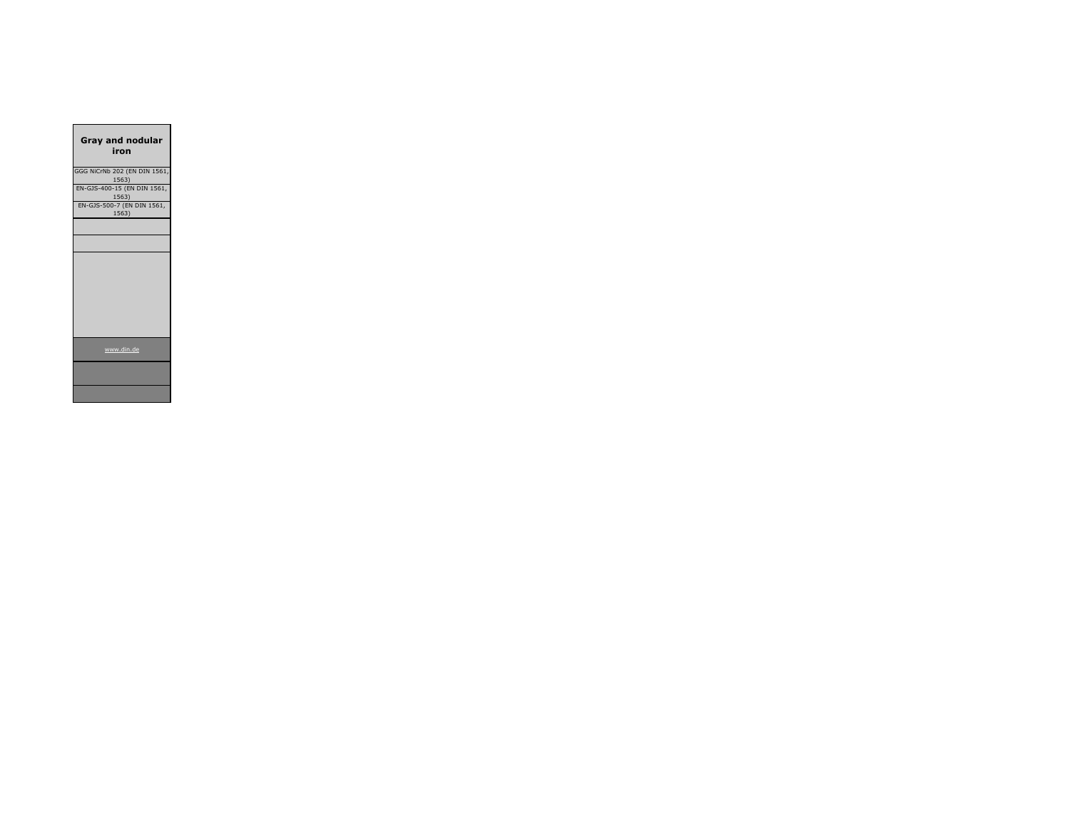| Gray and nodular iron |
| --- |
| GGG NiCrNb 202 (EN DIN 1561, 1563) |
| EN-GJS-400-15 (EN DIN 1561, 1563) |
| EN-GJS-500-7 (EN DIN 1561, 1563) |
| |
| |
| |
| www.din.de |
| |
| |